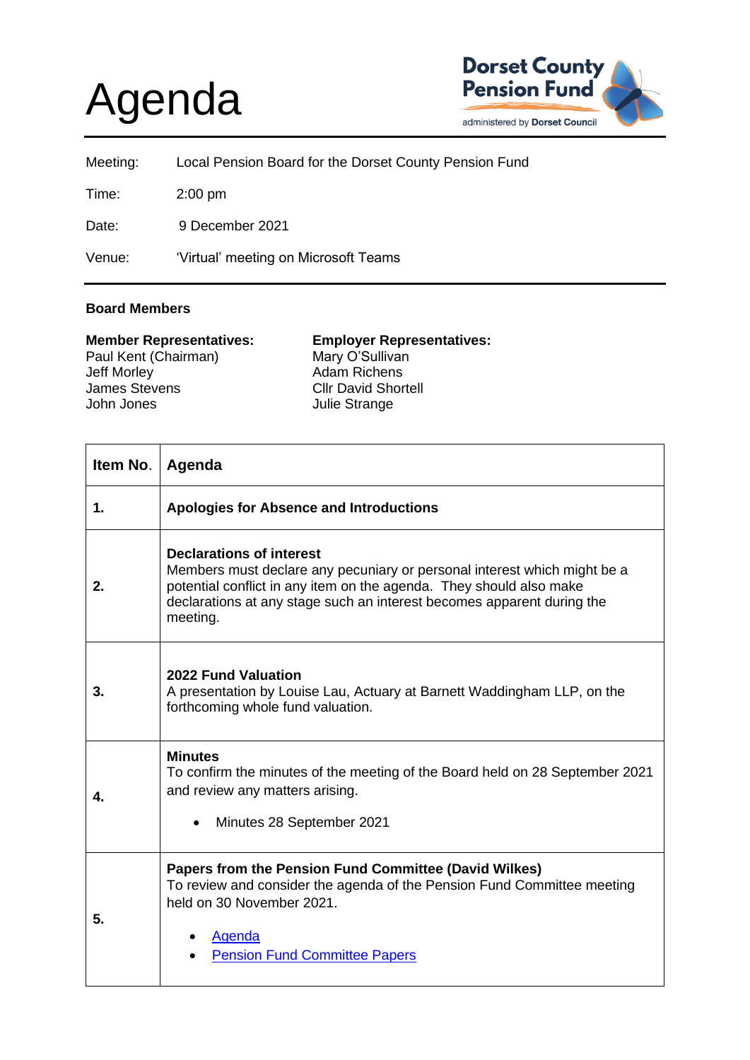# Agenda

**Dorset County Pension Fund**
administered by **Dorset Council**

| | |
|---|---|
| Meeting: | Local Pension Board for the Dorset County Pension Fund |
| Time: | 2:00 pm |
| Date: | 9 December 2021 |
| Venue: | 'Virtual' meeting on Microsoft Teams |

**Board Members**

**Member Representatives:**
Paul Kent (Chairman)
Jeff Morley
James Stevens
John Jones

**Employer Representatives:**
Mary O'Sullivan
Adam Richens
Cllr David Shortell
Julie Strange

| Item No. | Agenda |
|---|---|
| **1.** | **Apologies for Absence and Introductions** |
| **2.** | **Declarations of interest**<br>Members must declare any pecuniary or personal interest which might be a potential conflict in any item on the agenda. They should also make declarations at any stage such an interest becomes apparent during the meeting. |
| **3.** | **2022 Fund Valuation**<br>A presentation by Louise Lau, Actuary at Barnett Waddingham LLP, on the forthcoming whole fund valuation. |
| **4.** | **Minutes**<br>To confirm the minutes of the meeting of the Board held on 28 September 2021 and review any matters arising.<br>• Minutes 28 September 2021 |
| **5.** | **Papers from the Pension Fund Committee (David Wilkes)**<br>To review and consider the agenda of the Pension Fund Committee meeting held on 30 November 2021.<br>• Agenda<br>• Pension Fund Committee Papers |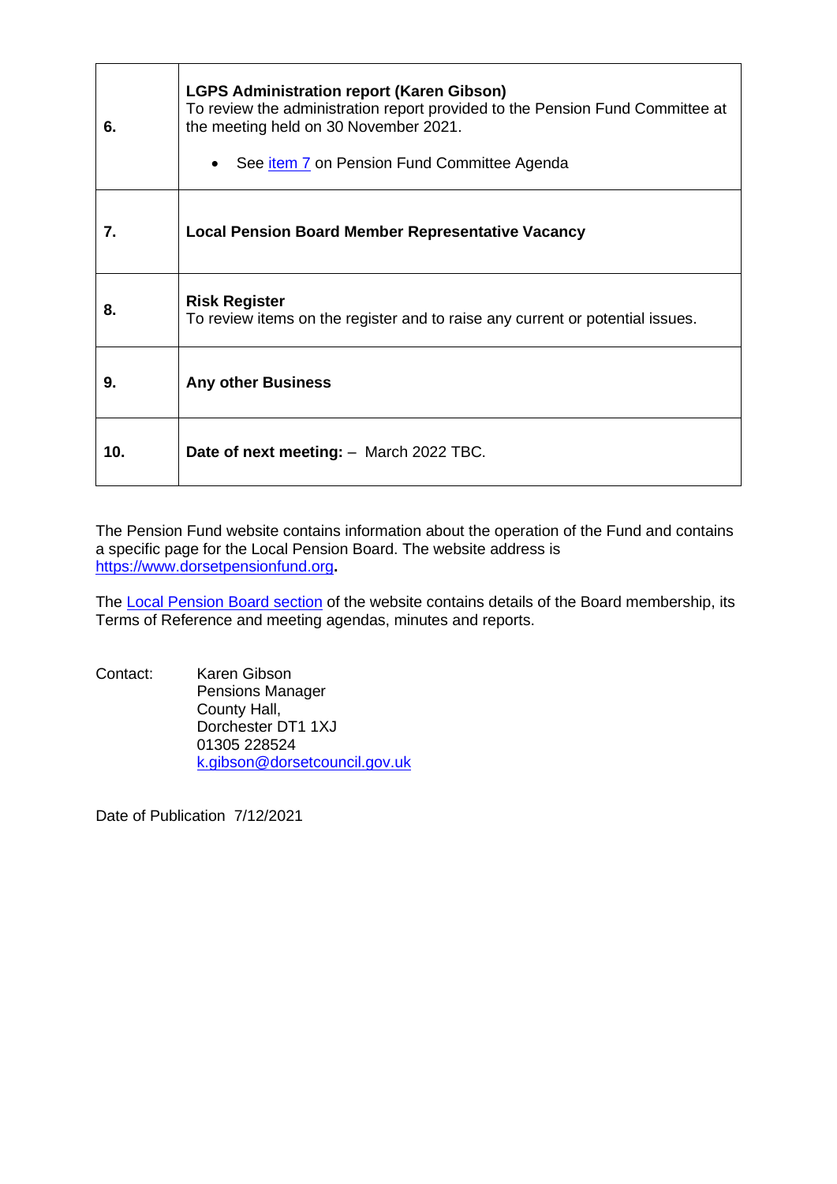| | |
|---|---|
| 6. | **LGPS Administration report (Karen Gibson)**<br>To review the administration report provided to the Pension Fund Committee at the meeting held on 30 November 2021.<br>• See item 7 on Pension Fund Committee Agenda |
| 7. | **Local Pension Board Member Representative Vacancy** |
| 8. | **Risk Register**<br>To review items on the register and to raise any current or potential issues. |
| 9. | **Any other Business** |
| 10. | **Date of next meeting:** – March 2022 TBC. |

The Pension Fund website contains information about the operation of the Fund and contains a specific page for the Local Pension Board. The website address is https://www.dorsetpensionfund.org.

The Local Pension Board section of the website contains details of the Board membership, its Terms of Reference and meeting agendas, minutes and reports.

Contact: Karen Gibson
Pensions Manager
County Hall,
Dorchester DT1 1XJ
01305 228524
k.gibson@dorsetcouncil.gov.uk

Date of Publication 7/12/2021